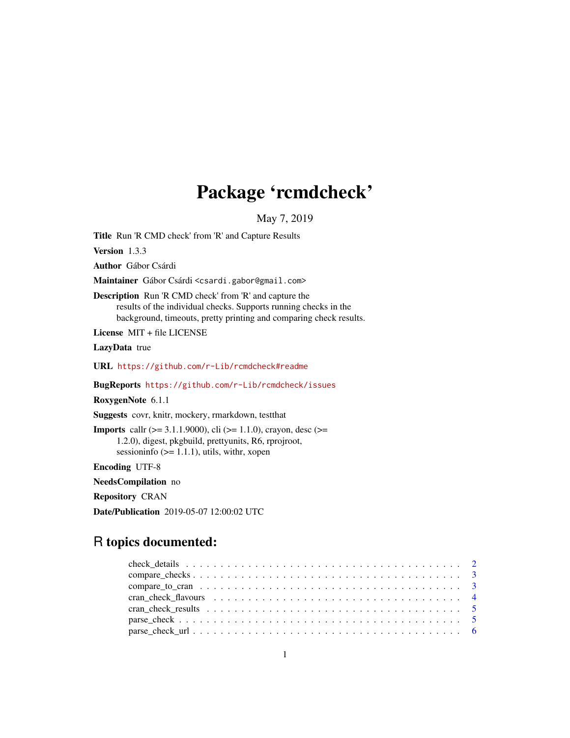# Package 'rcmdcheck'

May 7, 2019

**Title** Run 'R CMD check' from 'R' and Capture Results

**Version** 1.3.3

**Author** Gábor Csárdi

**Maintainer** Gábor Csárdi <csardi.gabor@gmail.com>

**Description** Run 'R CMD check' from 'R' and capture the results of the individual checks. Supports running checks in the background, timeouts, pretty printing and comparing check results.

**License** MIT + file LICENSE

**LazyData** true

**URL** https://github.com/r-Lib/rcmdcheck#readme

**BugReports** https://github.com/r-Lib/rcmdcheck/issues

**RoxygenNote** 6.1.1

**Suggests** covr, knitr, mockery, rmarkdown, testthat

**Imports** callr (>= 3.1.1.9000), cli (>= 1.1.0), crayon, desc (>= 1.2.0), digest, pkgbuild, prettyunits, R6, rprojroot, sessioninfo (>= 1.1.1), utils, withr, xopen

**Encoding** UTF-8

**NeedsCompilation** no

**Repository** CRAN

**Date/Publication** 2019-05-07 12:00:02 UTC

## R topics documented:

check_details . . . . . . . . . . . . . . . . . . . . . . . . . . . . . . . . . . . . . . . . 2
compare_checks . . . . . . . . . . . . . . . . . . . . . . . . . . . . . . . . . . . . . . . 3
compare_to_cran . . . . . . . . . . . . . . . . . . . . . . . . . . . . . . . . . . . . . . . 3
cran_check_flavours . . . . . . . . . . . . . . . . . . . . . . . . . . . . . . . . . . . . . 4
cran_check_results . . . . . . . . . . . . . . . . . . . . . . . . . . . . . . . . . . . . . . 5
parse_check . . . . . . . . . . . . . . . . . . . . . . . . . . . . . . . . . . . . . . . . . . 5
parse_check_url . . . . . . . . . . . . . . . . . . . . . . . . . . . . . . . . . . . . . . . . 6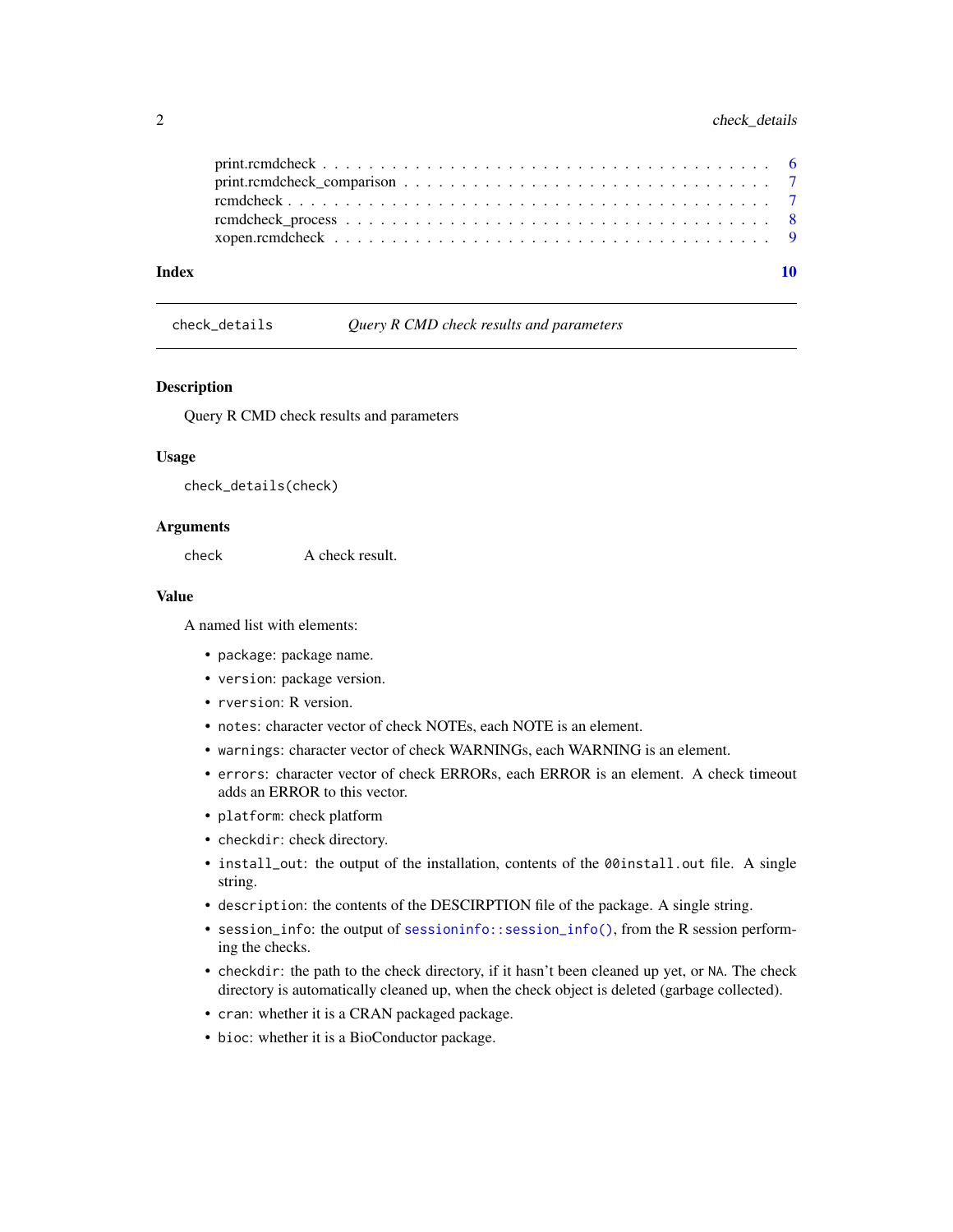print.rcmdcheck . . . . . . . . . . . . . . . . . . . . . . . . . . . . . . . . . . . . 6
print.rcmdcheck_comparison . . . . . . . . . . . . . . . . . . . . . . . . . . . . . . 7
rcmdcheck . . . . . . . . . . . . . . . . . . . . . . . . . . . . . . . . . . . . . . . 7
rcmdcheck_process . . . . . . . . . . . . . . . . . . . . . . . . . . . . . . . . . . . 8
xopen.rcmdcheck . . . . . . . . . . . . . . . . . . . . . . . . . . . . . . . . . . . . 9

**Index** **10**

---

## check_details &nbsp;&nbsp;&nbsp;&nbsp; *Query R CMD check results and parameters*

---

### Description

Query R CMD check results and parameters

### Usage

```
check_details(check)
```

### Arguments

| | |
|---|---|
| `check` | A check result. |

### Value

A named list with elements:

- `package`: package name.
- `version`: package version.
- `rversion`: R version.
- `notes`: character vector of check NOTEs, each NOTE is an element.
- `warnings`: character vector of check WARNINGs, each WARNING is an element.
- `errors`: character vector of check ERRORs, each ERROR is an element. A check timeout adds an ERROR to this vector.
- `platform`: check platform
- `checkdir`: check directory.
- `install_out`: the output of the installation, contents of the `00install.out` file. A single string.
- `description`: the contents of the DESCIRPTION file of the package. A single string.
- `session_info`: the output of `sessioninfo::session_info()`, from the R session performing the checks.
- `checkdir`: the path to the check directory, if it hasn't been cleaned up yet, or `NA`. The check directory is automatically cleaned up, when the check object is deleted (garbage collected).
- `cran`: whether it is a CRAN packaged package.
- `bioc`: whether it is a BioConductor package.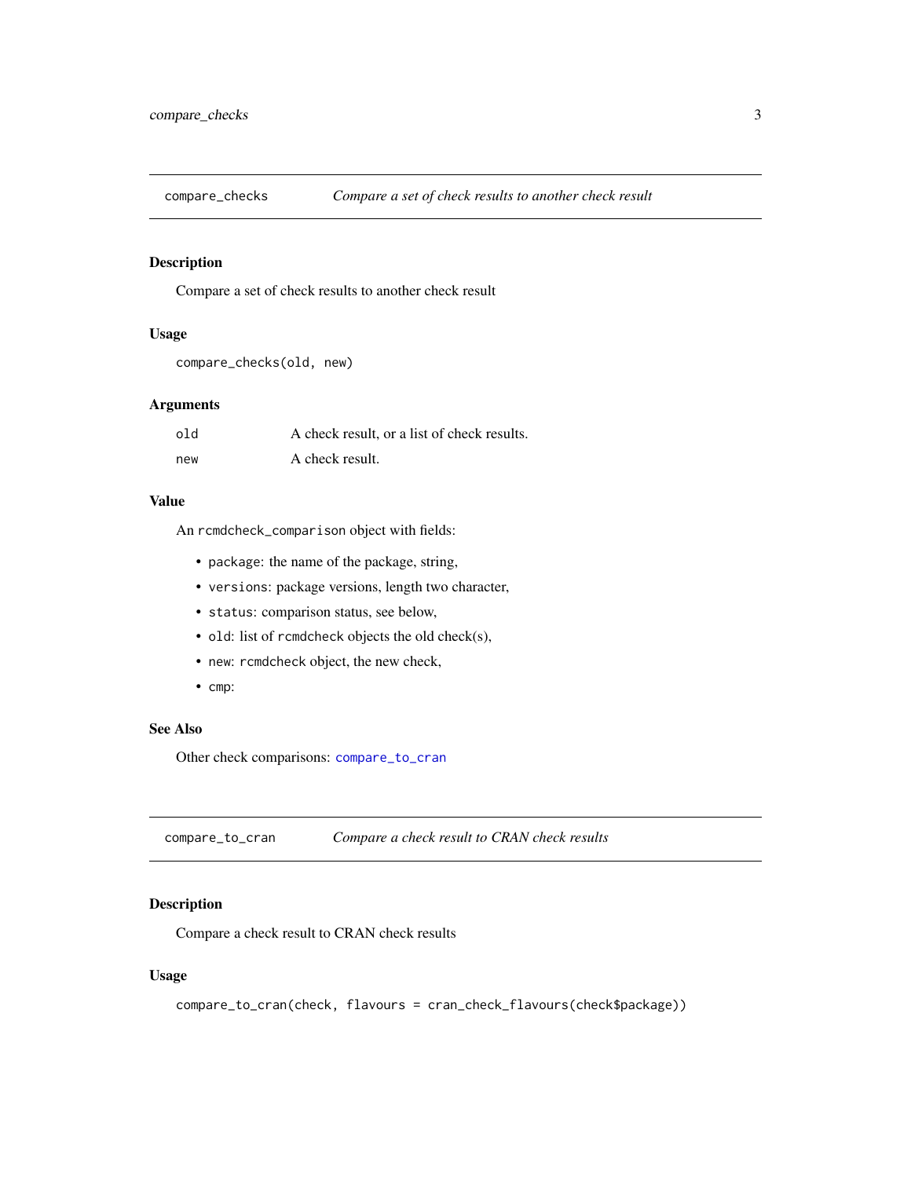## compare_checks — *Compare a set of check results to another check result*

### Description

Compare a set of check results to another check result

### Usage

```
compare_checks(old, new)
```

### Arguments

| | |
|---|---|
| old | A check result, or a list of check results. |
| new | A check result. |

### Value

An rcmdcheck_comparison object with fields:

- package: the name of the package, string,
- versions: package versions, length two character,
- status: comparison status, see below,
- old: list of rcmdcheck objects the old check(s),
- new: rcmdcheck object, the new check,
- cmp:

### See Also

Other check comparisons: compare_to_cran

## compare_to_cran — *Compare a check result to CRAN check results*

### Description

Compare a check result to CRAN check results

### Usage

```
compare_to_cran(check, flavours = cran_check_flavours(check$package))
```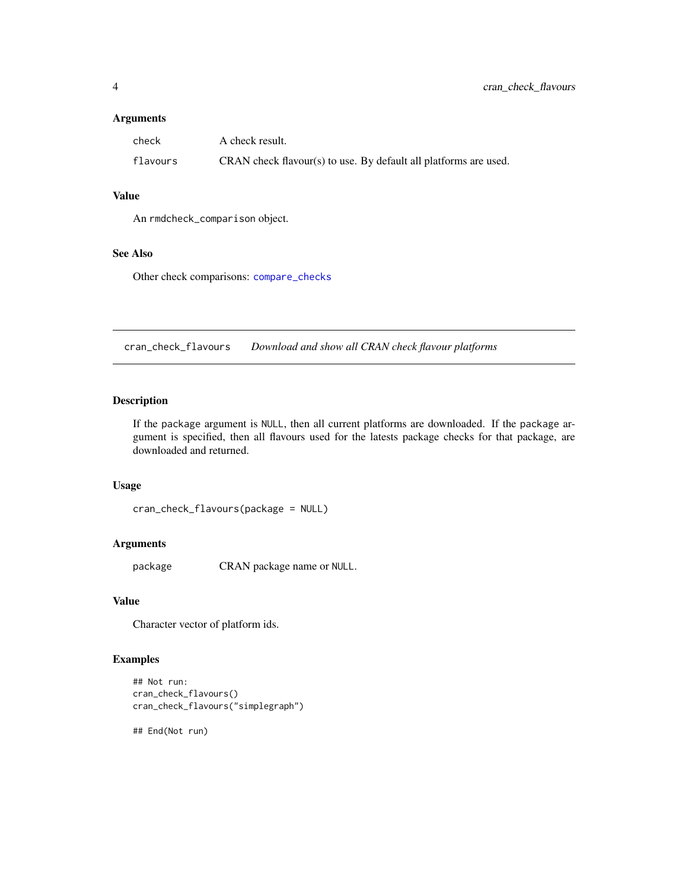### Arguments

| | |
|---|---|
| `check` | A check result. |
| `flavours` | CRAN check flavour(s) to use. By default all platforms are used. |

### Value

An `rmdcheck_comparison` object.

### See Also

Other check comparisons: `compare_checks`

---

## `cran_check_flavours` *Download and show all CRAN check flavour platforms*

---

### Description

If the `package` argument is `NULL`, then all current platforms are downloaded. If the `package` argument is specified, then all flavours used for the latests package checks for that package, are downloaded and returned.

### Usage

```
cran_check_flavours(package = NULL)
```

### Arguments

| | |
|---|---|
| `package` | CRAN package name or `NULL`. |

### Value

Character vector of platform ids.

### Examples

```
## Not run:
cran_check_flavours()
cran_check_flavours("simplegraph")

## End(Not run)
```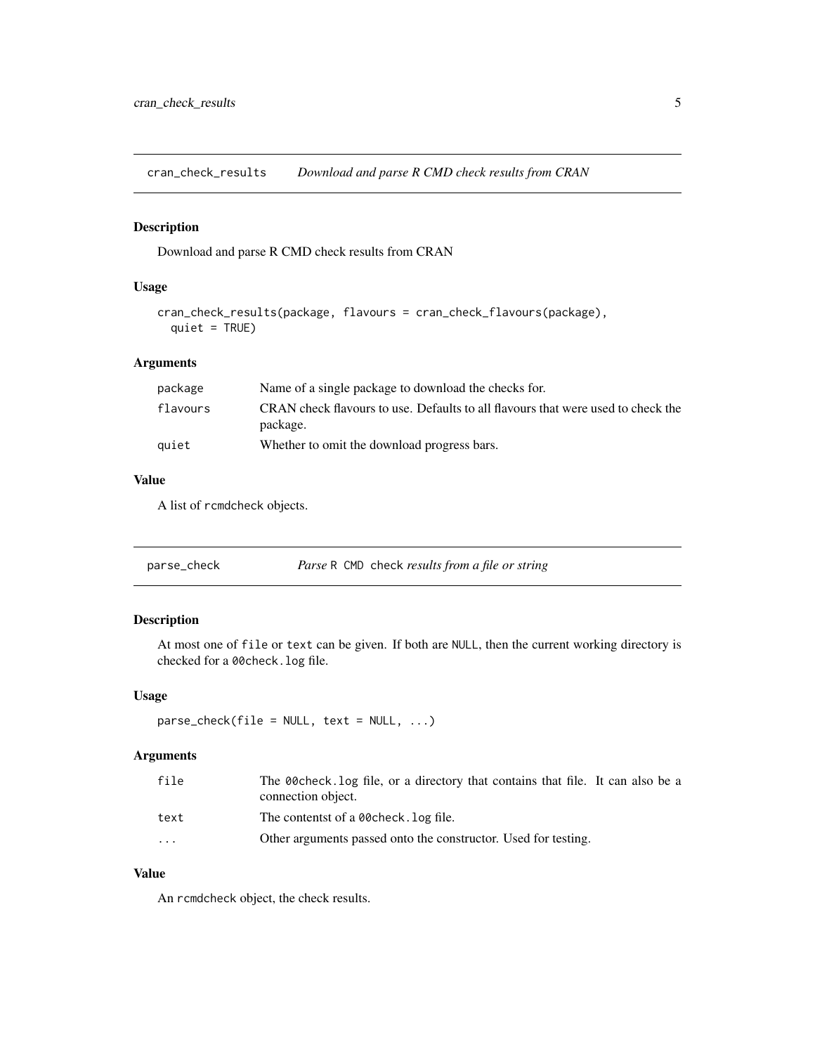## cran_check_results — *Download and parse R CMD check results from CRAN*

### Description

Download and parse R CMD check results from CRAN

### Usage

```
cran_check_results(package, flavours = cran_check_flavours(package),
  quiet = TRUE)
```

### Arguments

| | |
|---|---|
| `package` | Name of a single package to download the checks for. |
| `flavours` | CRAN check flavours to use. Defaults to all flavours that were used to check the package. |
| `quiet` | Whether to omit the download progress bars. |

### Value

A list of `rcmdcheck` objects.

## parse_check — *Parse `R CMD check` results from a file or string*

### Description

At most one of `file` or `text` can be given. If both are `NULL`, then the current working directory is checked for a `00check.log` file.

### Usage

```
parse_check(file = NULL, text = NULL, ...)
```

### Arguments

| | |
|---|---|
| `file` | The `00check.log` file, or a directory that contains that file. It can also be a connection object. |
| `text` | The contentst of a `00check.log` file. |
| `...` | Other arguments passed onto the constructor. Used for testing. |

### Value

An `rcmdcheck` object, the check results.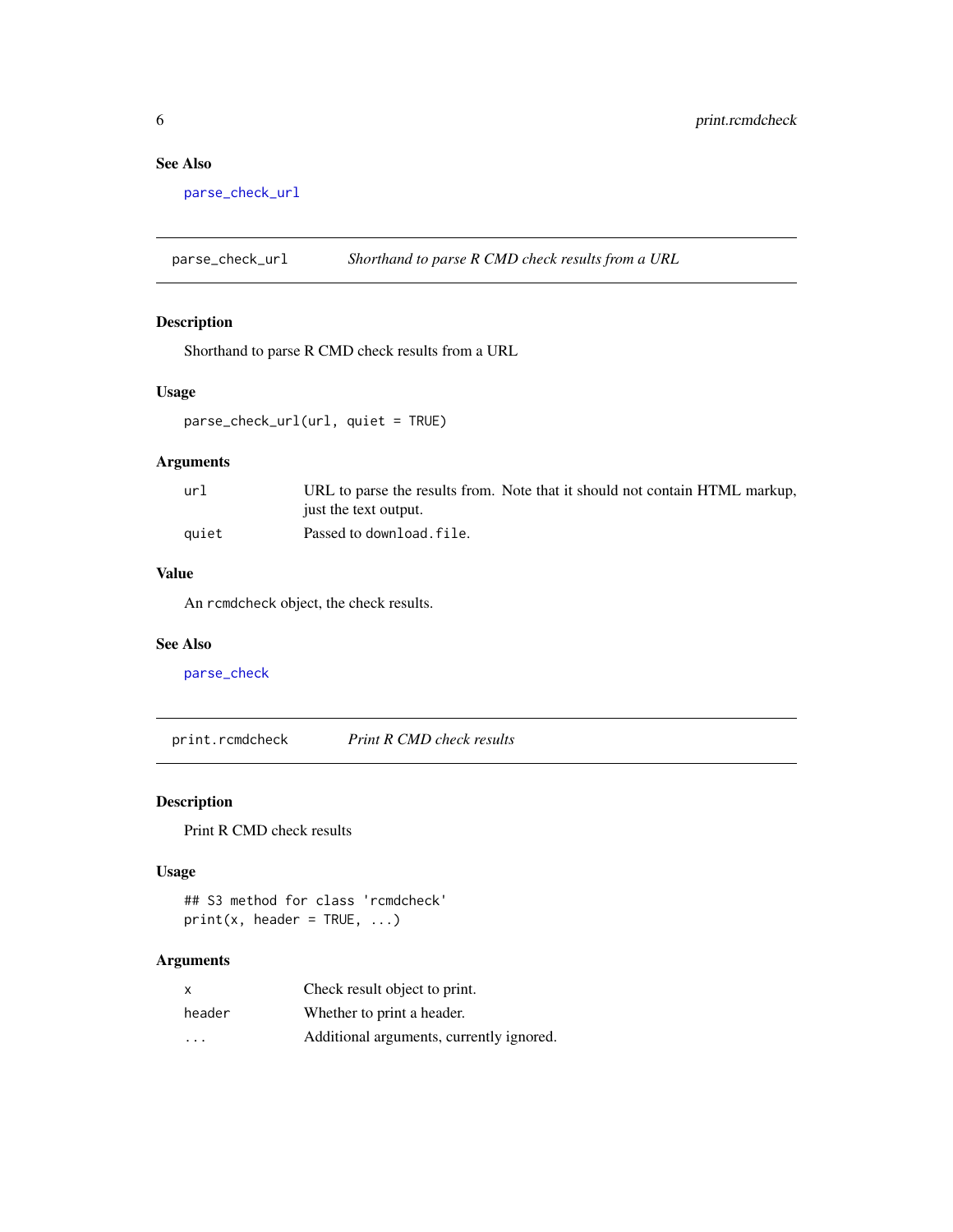## See Also

parse_check_url

---

## parse_check_url — *Shorthand to parse R CMD check results from a URL*

### Description

Shorthand to parse R CMD check results from a URL

### Usage

```
parse_check_url(url, quiet = TRUE)
```

### Arguments

| | |
|---|---|
| url | URL to parse the results from. Note that it should not contain HTML markup, just the text output. |
| quiet | Passed to download.file. |

### Value

An rcmdcheck object, the check results.

### See Also

parse_check

---

## print.rcmdcheck — *Print R CMD check results*

### Description

Print R CMD check results

### Usage

```
## S3 method for class 'rcmdcheck'
print(x, header = TRUE, ...)
```

### Arguments

| | |
|---|---|
| x | Check result object to print. |
| header | Whether to print a header. |
| ... | Additional arguments, currently ignored. |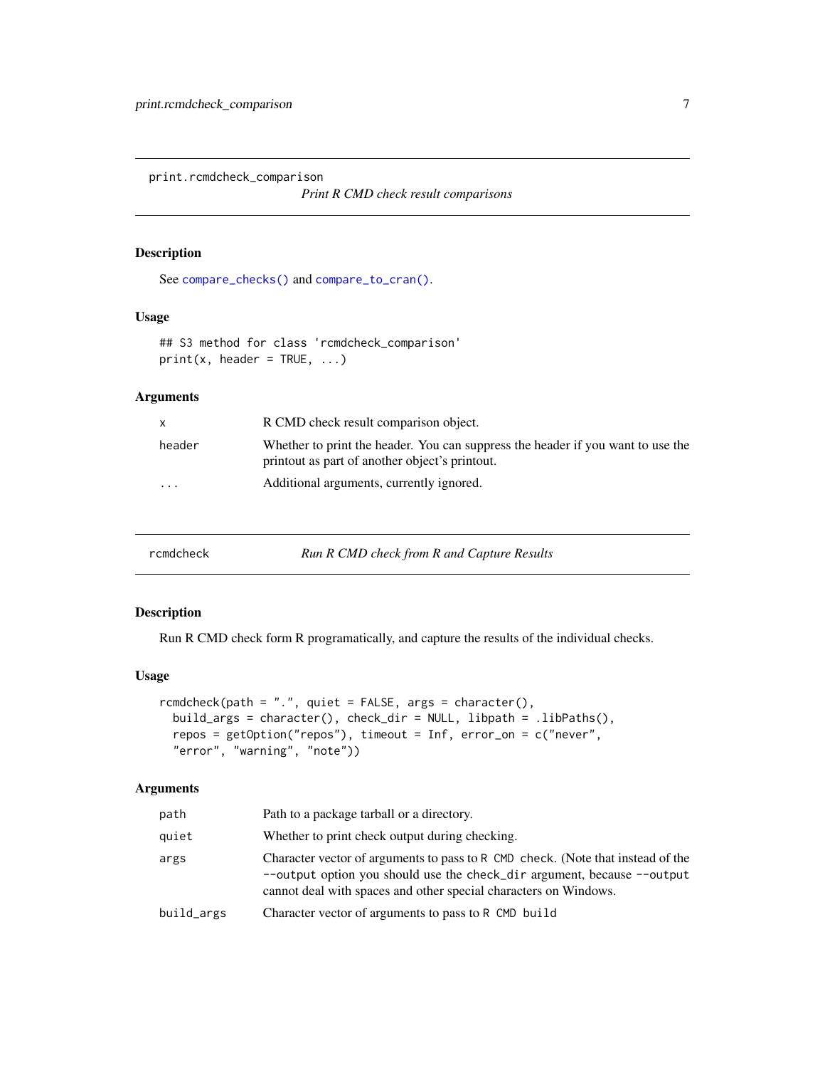## print.rcmdcheck_comparison

*Print R CMD check result comparisons*

### Description

See compare_checks() and compare_to_cran().

### Usage

```
## S3 method for class 'rcmdcheck_comparison'
print(x, header = TRUE, ...)
```

### Arguments

| | |
|---|---|
| x | R CMD check result comparison object. |
| header | Whether to print the header. You can suppress the header if you want to use the printout as part of another object's printout. |
| ... | Additional arguments, currently ignored. |

## rcmdcheck

*Run R CMD check from R and Capture Results*

### Description

Run R CMD check form R programatically, and capture the results of the individual checks.

### Usage

```
rcmdcheck(path = ".", quiet = FALSE, args = character(),
  build_args = character(), check_dir = NULL, libpath = .libPaths(),
  repos = getOption("repos"), timeout = Inf, error_on = c("never",
  "error", "warning", "note"))
```

### Arguments

| | |
|---|---|
| path | Path to a package tarball or a directory. |
| quiet | Whether to print check output during checking. |
| args | Character vector of arguments to pass to `R CMD check`. (Note that instead of the `--output` option you should use the `check_dir` argument, because `--output` cannot deal with spaces and other special characters on Windows. |
| build_args | Character vector of arguments to pass to `R CMD build` |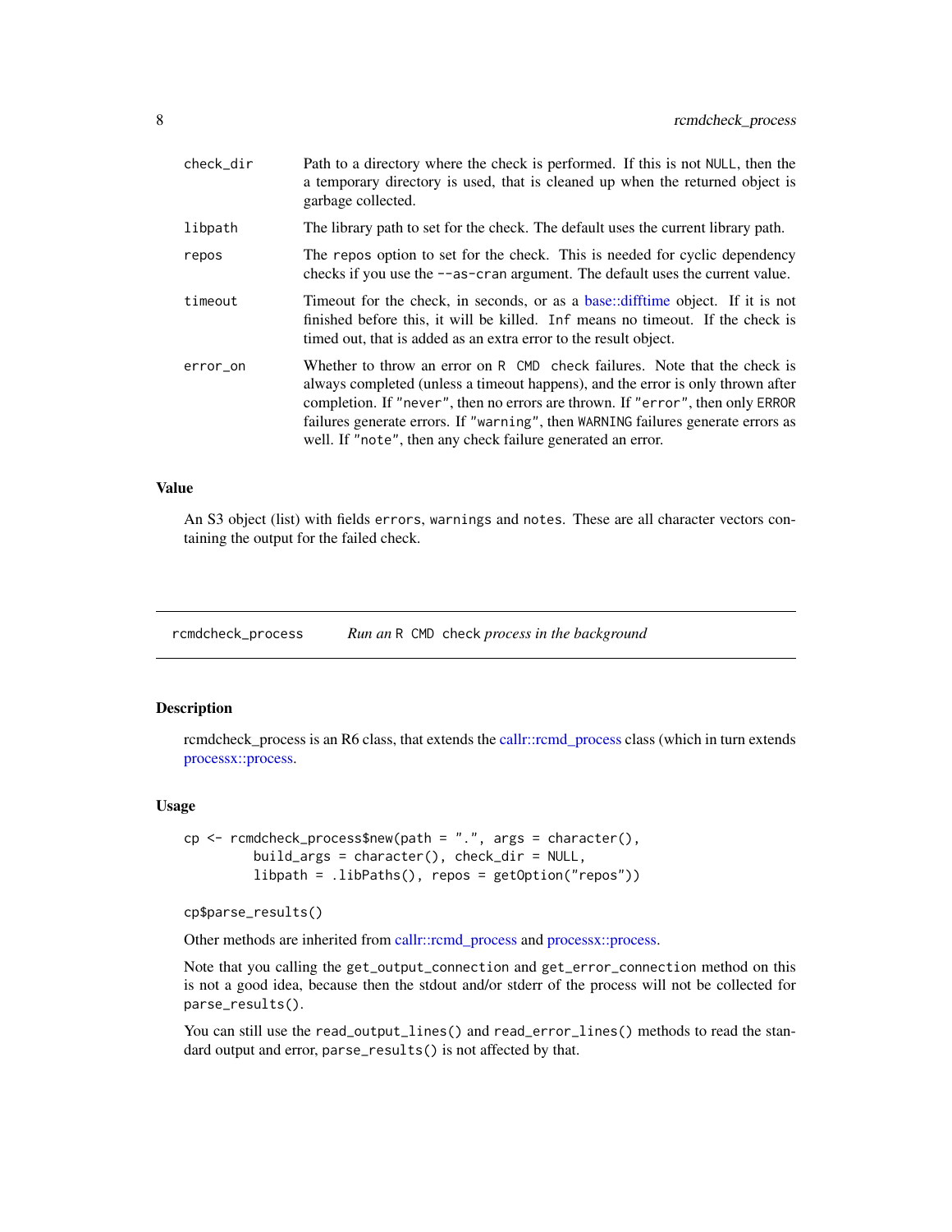| | |
|---|---|
| `check_dir` | Path to a directory where the check is performed. If this is not `NULL`, then the a temporary directory is used, that is cleaned up when the returned object is garbage collected. |
| `libpath` | The library path to set for the check. The default uses the current library path. |
| `repos` | The `repos` option to set for the check. This is needed for cyclic dependency checks if you use the `--as-cran` argument. The default uses the current value. |
| `timeout` | Timeout for the check, in seconds, or as a base::difftime object. If it is not finished before this, it will be killed. `Inf` means no timeout. If the check is timed out, that is added as an extra error to the result object. |
| `error_on` | Whether to throw an error on `R CMD check` failures. Note that the check is always completed (unless a timeout happens), and the error is only thrown after completion. If `"never"`, then no errors are thrown. If `"error"`, then only `ERROR` failures generate errors. If `"warning"`, then `WARNING` failures generate errors as well. If `"note"`, then any check failure generated an error. |

### Value

An S3 object (list) with fields `errors`, `warnings` and `notes`. These are all character vectors containing the output for the failed check.

---

## `rcmdcheck_process` *Run an `R CMD check` process in the background*

### Description

rcmdcheck_process is an R6 class, that extends the callr::rcmd_process class (which in turn extends processx::process.

### Usage

```
cp <- rcmdcheck_process$new(path = ".", args = character(),
         build_args = character(), check_dir = NULL,
         libpath = .libPaths(), repos = getOption("repos"))

cp$parse_results()
```

Other methods are inherited from callr::rcmd_process and processx::process.

Note that you calling the `get_output_connection` and `get_error_connection` method on this is not a good idea, because then the stdout and/or stderr of the process will not be collected for `parse_results()`.

You can still use the `read_output_lines()` and `read_error_lines()` methods to read the standard output and error, `parse_results()` is not affected by that.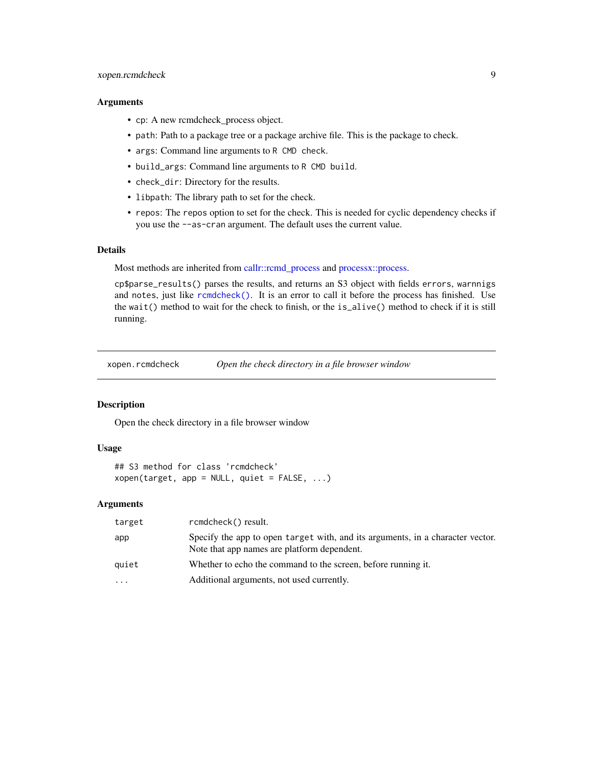### Arguments

- `cp`: A new rcmdcheck_process object.
- `path`: Path to a package tree or a package archive file. This is the package to check.
- `args`: Command line arguments to `R CMD check`.
- `build_args`: Command line arguments to `R CMD build`.
- `check_dir`: Directory for the results.
- `libpath`: The library path to set for the check.
- `repos`: The `repos` option to set for the check. This is needed for cyclic dependency checks if you use the `--as-cran` argument. The default uses the current value.

### Details

Most methods are inherited from callr::rcmd_process and processx::process.

`cp$parse_results()` parses the results, and returns an S3 object with fields `errors`, `warnnigs` and `notes`, just like `rcmdcheck()`. It is an error to call it before the process has finished. Use the `wait()` method to wait for the check to finish, or the `is_alive()` method to check if it is still running.

---

## xopen.rcmdcheck — *Open the check directory in a file browser window*

### Description

Open the check directory in a file browser window

### Usage

```
## S3 method for class 'rcmdcheck'
xopen(target, app = NULL, quiet = FALSE, ...)
```

### Arguments

| | |
|---|---|
| `target` | `rcmdcheck()` result. |
| `app` | Specify the app to open `target` with, and its arguments, in a character vector. Note that app names are platform dependent. |
| `quiet` | Whether to echo the command to the screen, before running it. |
| `...` | Additional arguments, not used currently. |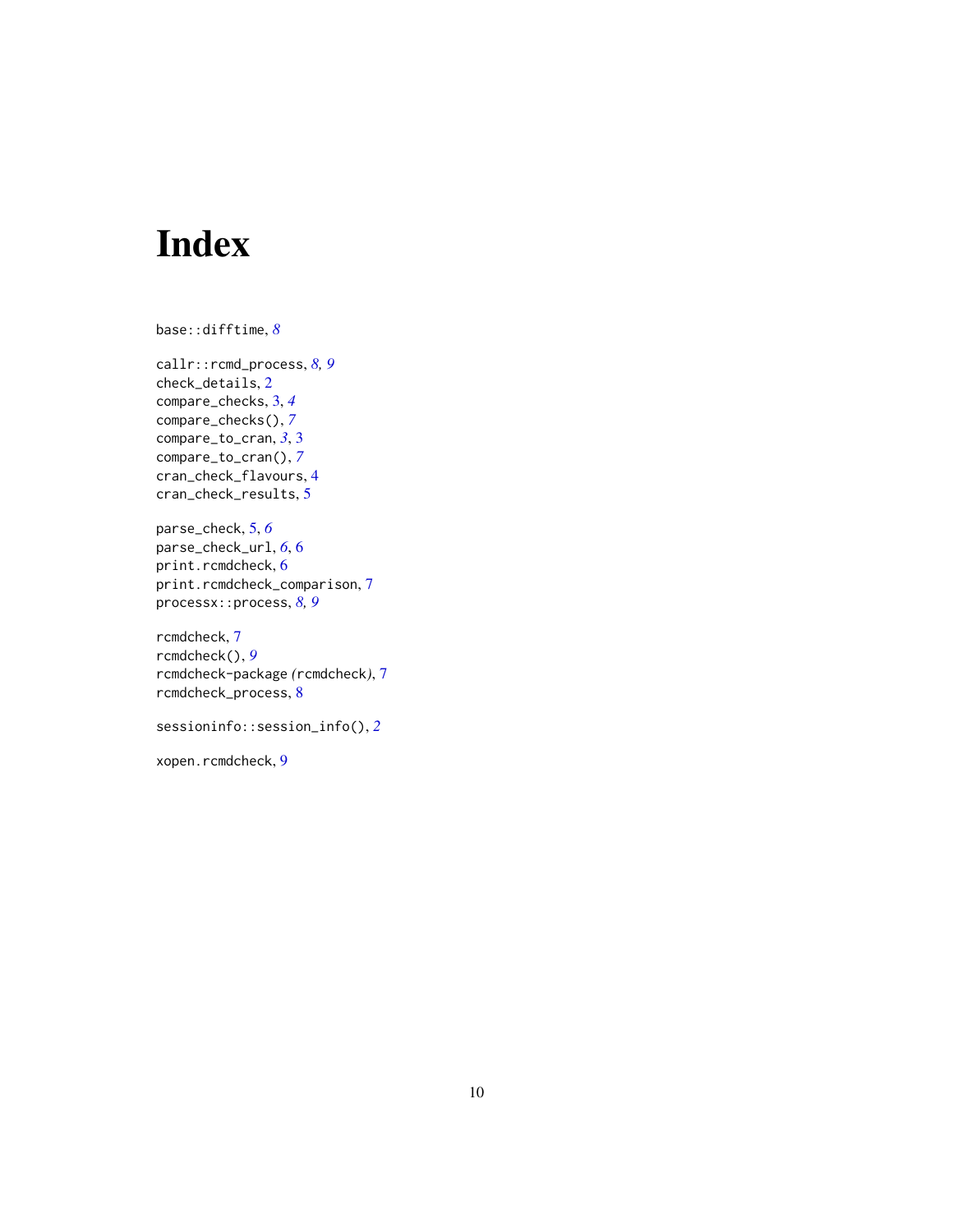# Index

base::difftime, *8*

callr::rcmd_process, *8, 9*
check_details, 2
compare_checks, 3, *4*
compare_checks(), *7*
compare_to_cran, *3*, 3
compare_to_cran(), *7*
cran_check_flavours, 4
cran_check_results, 5

parse_check, 5, *6*
parse_check_url, *6*, 6
print.rcmdcheck, 6
print.rcmdcheck_comparison, 7
processx::process, *8, 9*

rcmdcheck, 7
rcmdcheck(), *9*
rcmdcheck-package *(*rcmdcheck*)*, 7
rcmdcheck_process, 8

sessioninfo::session_info(), *2*

xopen.rcmdcheck, 9